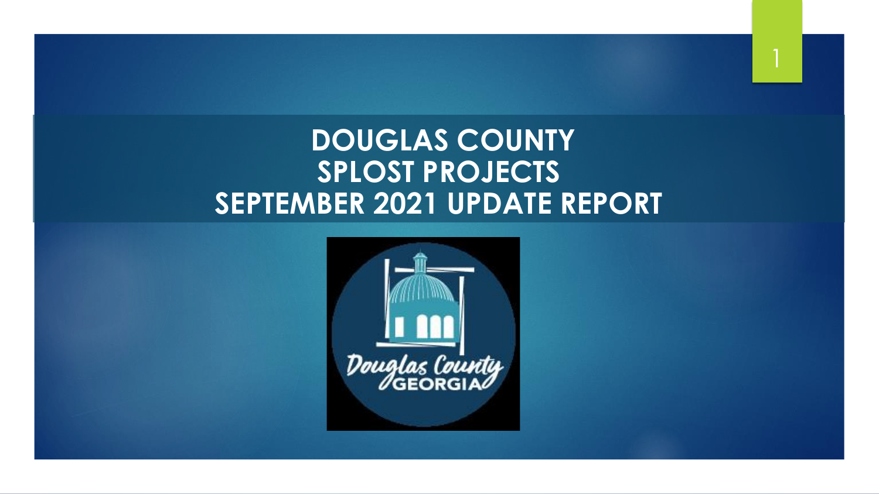# DOUGLAS COUNTY SPLOST PROJECTS SEPTEMBER 2021 UPDATE REPORT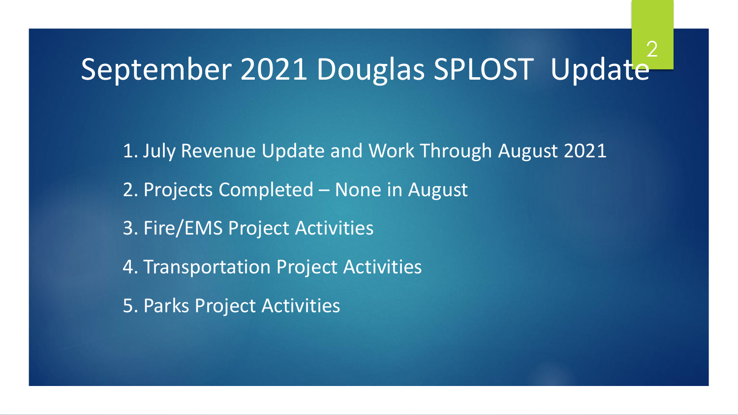# September 2021 Douglas SPLOST Update

1. July Revenue Update and Work Through August 2021
2. Projects Completed – None in August
3. Fire/EMS Project Activities
4. Transportation Project Activities
5. Parks Project Activities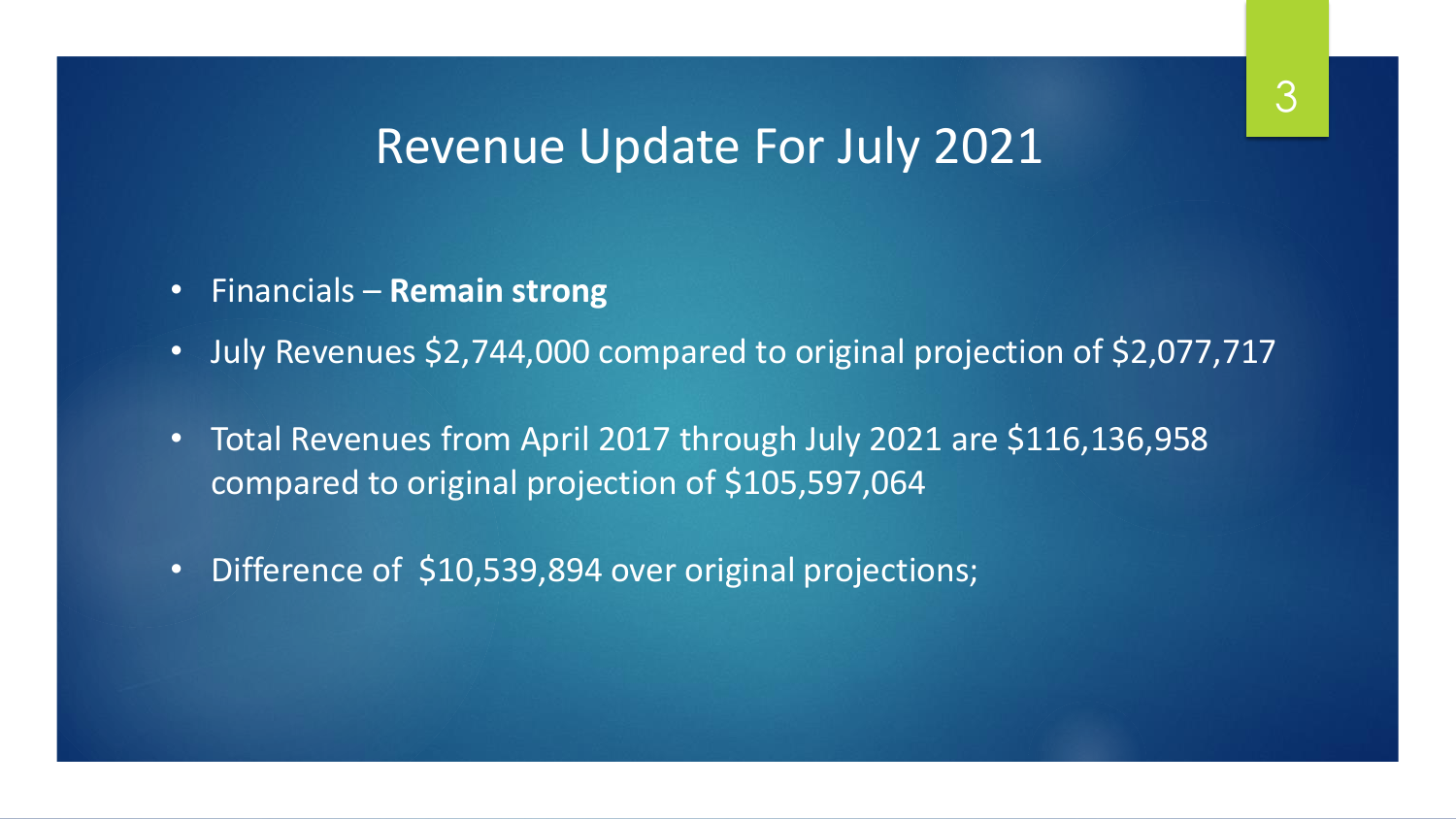# Revenue Update For July 2021

- Financials – **Remain strong**
- July Revenues $2,744,000 compared to original projection of $2,077,717
- Total Revenues from April 2017 through July 2021 are $116,136,958 compared to original projection of $105,597,064
- Difference of $10,539,894 over original projections;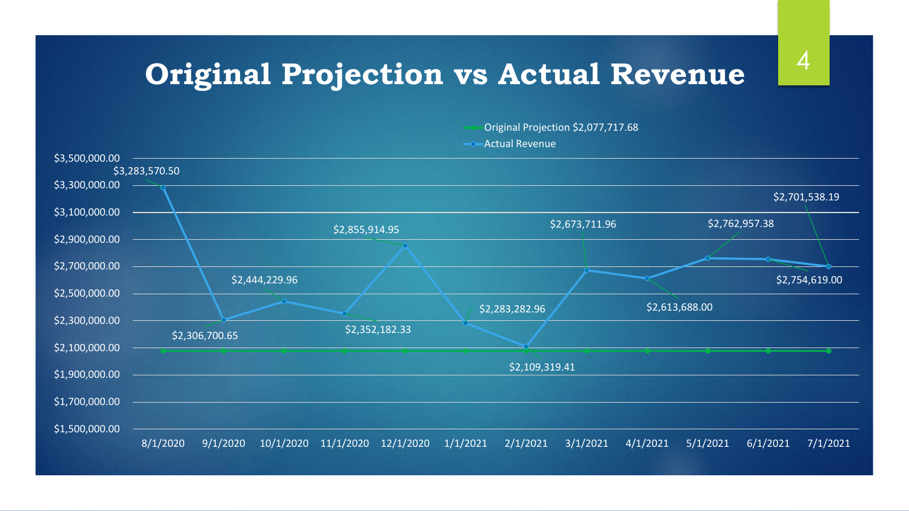# Original Projection vs Actual Revenue

Original Projection $2,077,717.68

| Date | Actual Revenue |
|---|---|
| 8/1/2020 | $3,283,570.50 |
| 9/1/2020 | $2,306,700.65 |
| 10/1/2020 | $2,444,229.96 |
| 11/1/2020 | $2,352,182.33 |
| 12/1/2020 | $2,855,914.95 |
| 1/1/2021 | $2,283,282.96 |
| 2/1/2021 | $2,109,319.41 |
| 3/1/2021 | $2,673,711.96 |
| 4/1/2021 | $2,613,688.00 |
| 5/1/2021 | $2,762,957.38 |
| 6/1/2021 | $2,754,619.00 |
| 7/1/2021 | $2,701,538.19 |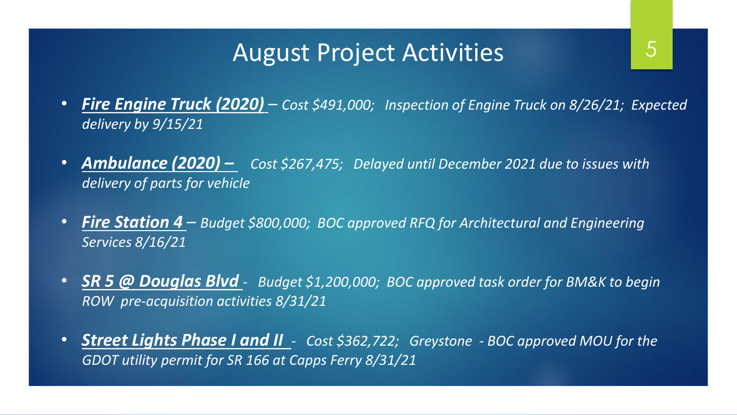# August Project Activities

- ***Fire Engine Truck (2020)*** – *Cost $491,000; Inspection of Engine Truck on 8/26/21; Expected delivery by 9/15/21*
- ***Ambulance (2020) –*** *Cost $267,475; Delayed until December 2021 due to issues with delivery of parts for vehicle*
- ***Fire Station 4*** – *Budget $800,000; BOC approved RFQ for Architectural and Engineering Services 8/16/21*
- ***SR 5 @ Douglas Blvd*** *- Budget $1,200,000; BOC approved task order for BM&K to begin ROW pre-acquisition activities 8/31/21*
- ***Street Lights Phase I and II*** *- Cost $362,722; Greystone - BOC approved MOU for the GDOT utility permit for SR 166 at Capps Ferry 8/31/21*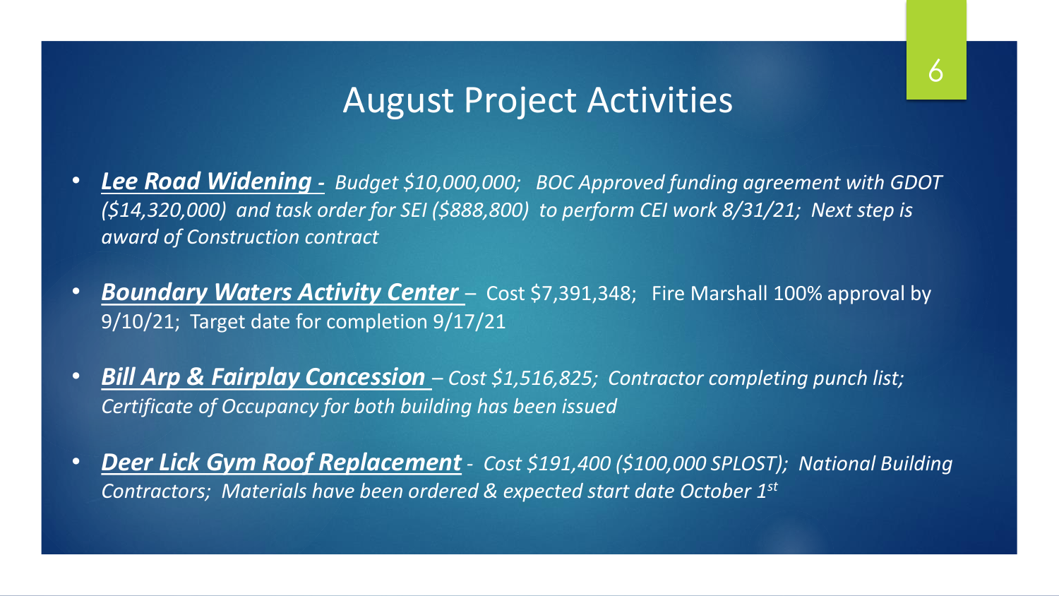# August Project Activities

- ***Lee Road Widening*** *- Budget $10,000,000; BOC Approved funding agreement with GDOT ($14,320,000) and task order for SEI ($888,800) to perform CEI work 8/31/21; Next step is award of Construction contract*
- ***Boundary Waters Activity Center*** – Cost $7,391,348; Fire Marshall 100% approval by 9/10/21; Target date for completion 9/17/21
- ***Bill Arp & Fairplay Concession*** *– Cost $1,516,825; Contractor completing punch list; Certificate of Occupancy for both building has been issued*
- ***Deer Lick Gym Roof Replacement*** *- Cost $191,400 ($100,000 SPLOST); National Building Contractors; Materials have been ordered & expected start date October 1st*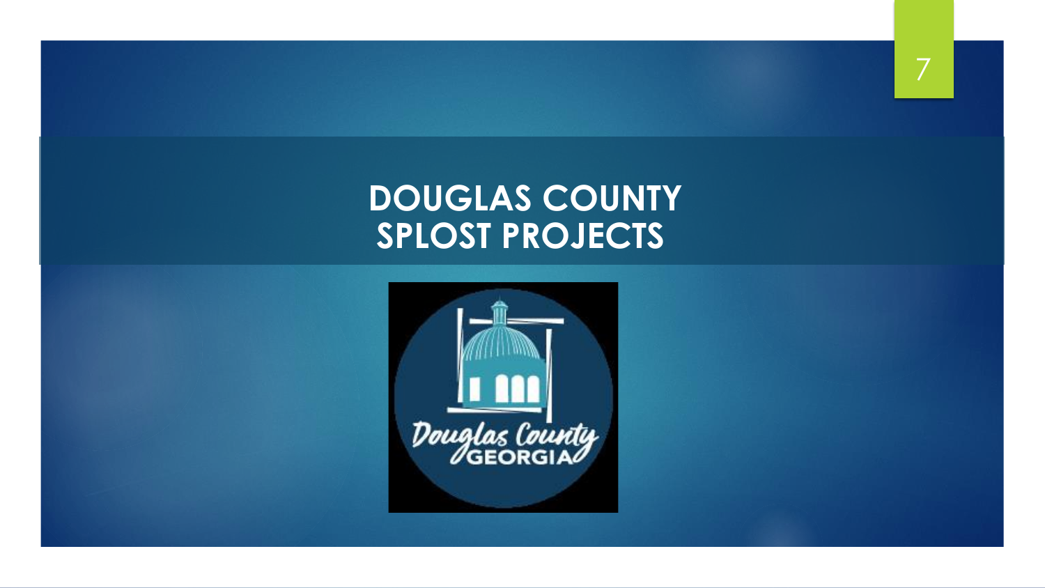# DOUGLAS COUNTY SPLOST PROJECTS